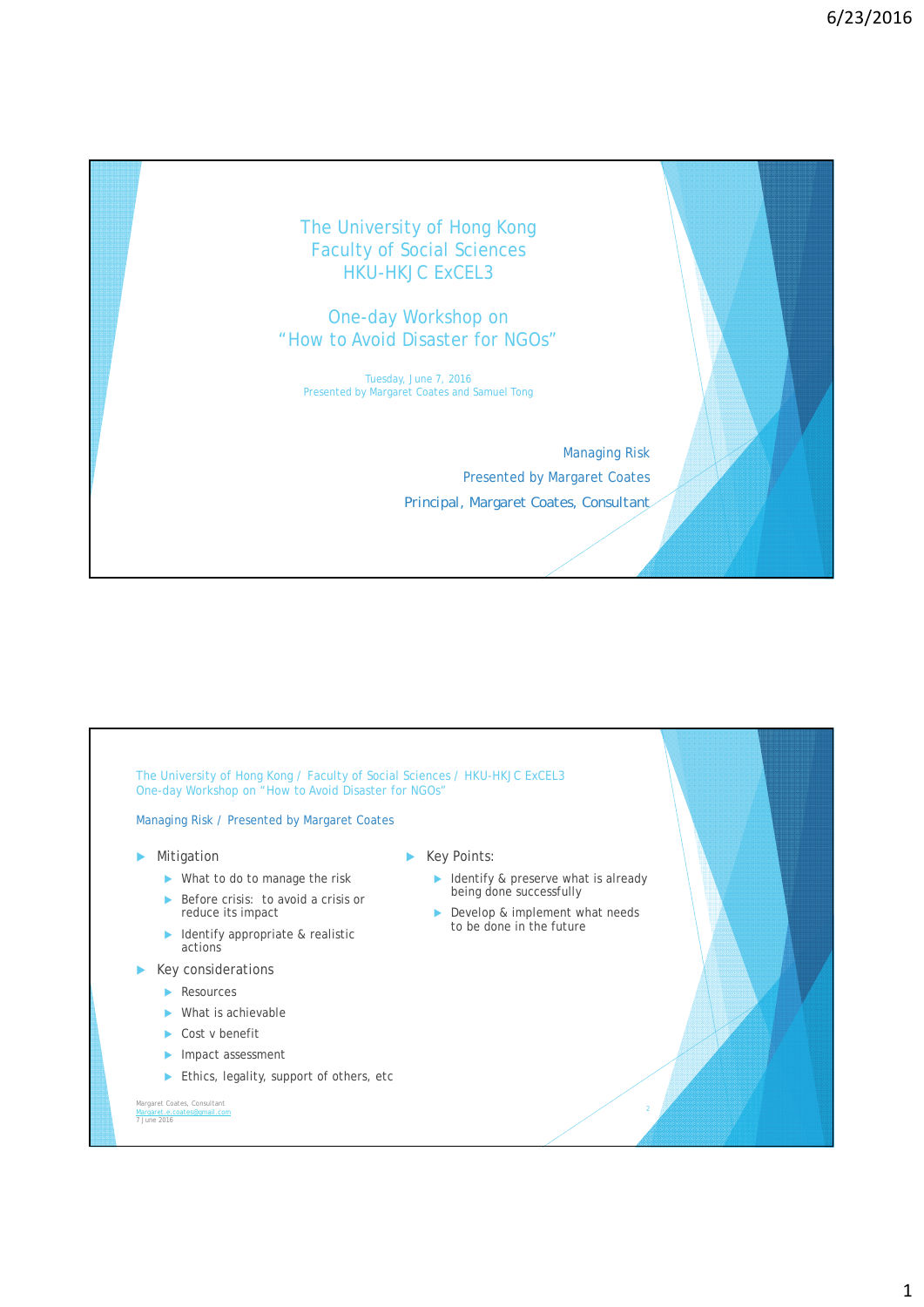# The University of Hong Kong
# Faculty of Social Sciences
# HKU-HKJC ExCEL3

## One-day Workshop on "How to Avoid Disaster for NGOs"

Tuesday, June 7, 2016
Presented by Margaret Coates and Samuel Tong

Managing Risk
Presented by Margaret Coates
Principal, Margaret Coates, Consultant

---

The University of Hong Kong / Faculty of Social Sciences / HKU-HKJC ExCEL3
One-day Workshop on "How to Avoid Disaster for NGOs"

Managing Risk / Presented by Margaret Coates

- Mitigation
  - What to do to manage the risk
  - Before crisis: to avoid a crisis or reduce its impact
  - Identify appropriate & realistic actions
- Key considerations
  - Resources
  - What is achievable
  - Cost v benefit
  - Impact assessment
  - Ethics, legality, support of others, etc

- Key Points:
  - Identify & preserve what is already being done successfully
  - Develop & implement what needs to be done in the future

Margaret Coates, Consultant
Margaret.e.coates@gmail.com
7 June 2016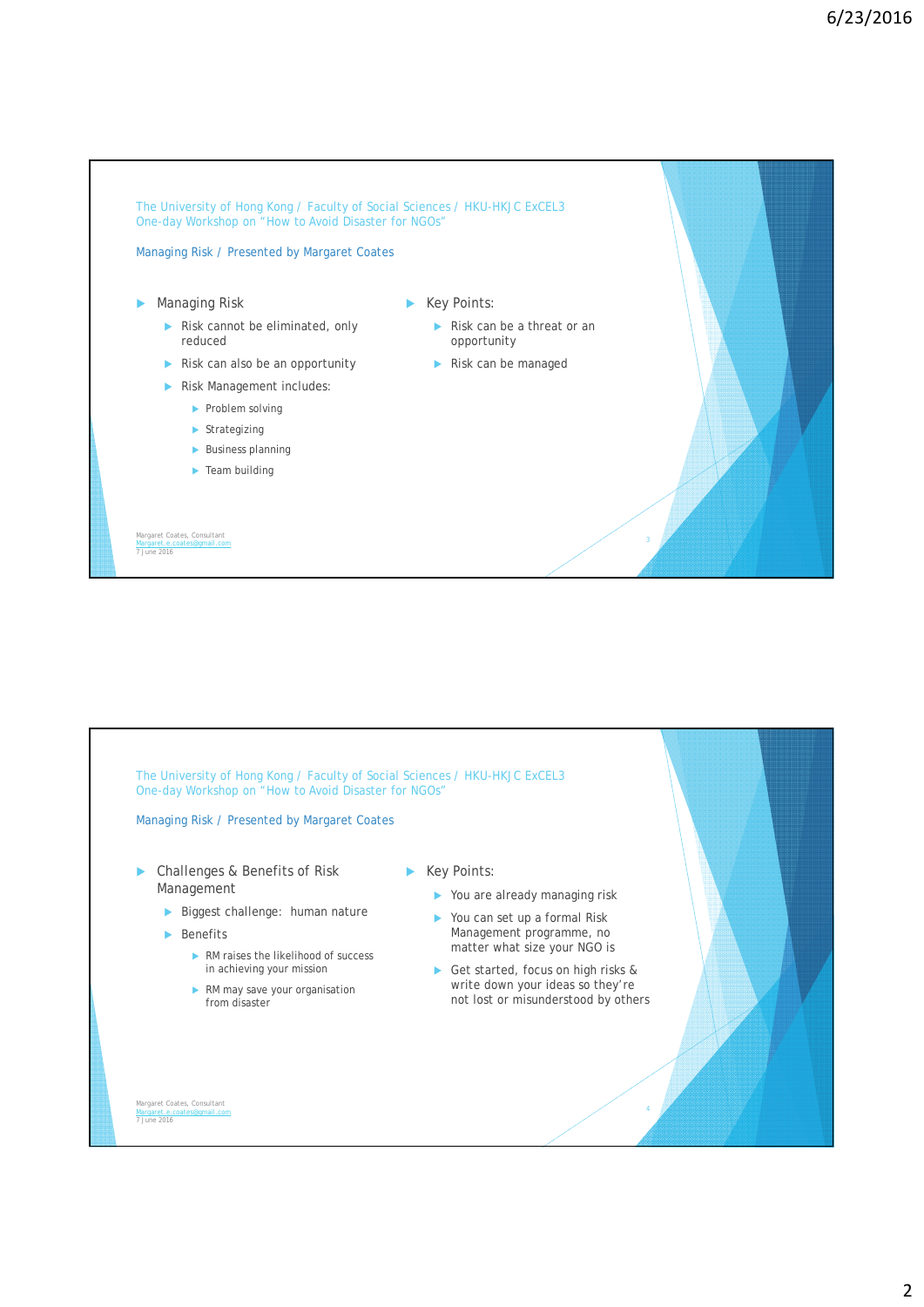The University of Hong Kong / Faculty of Social Sciences / HKU-HKJC ExCEL3
One-day Workshop on "How to Avoid Disaster for NGOs"

Managing Risk / Presented by Margaret Coates

- Managing Risk
  - Risk cannot be eliminated, only reduced
  - Risk can also be an opportunity
  - Risk Management includes:
    - Problem solving
    - Strategizing
    - Business planning
    - Team building

- Key Points:
  - Risk can be a threat or an opportunity
  - Risk can be managed

Margaret Coates, Consultant
Margaret.e.coates@gmail.com
7 June 2016

---

The University of Hong Kong / Faculty of Social Sciences / HKU-HKJC ExCEL3
One-day Workshop on "How to Avoid Disaster for NGOs"

Managing Risk / Presented by Margaret Coates

- Challenges & Benefits of Risk Management
  - Biggest challenge: human nature
  - Benefits
    - RM raises the likelihood of success in achieving your mission
    - RM may save your organisation from disaster

- Key Points:
  - You are already managing risk
  - You can set up a formal Risk Management programme, no matter what size your NGO is
  - Get started, focus on high risks & write down your ideas so they're not lost or misunderstood by others

Margaret Coates, Consultant
Margaret.e.coates@gmail.com
7 June 2016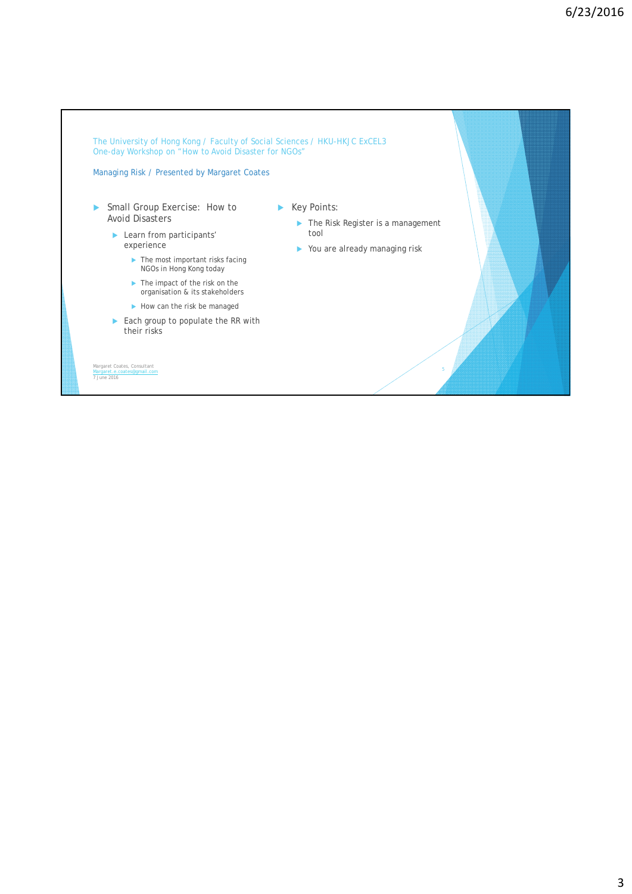The University of Hong Kong / Faculty of Social Sciences / HKU-HKJC ExCEL3
One-day Workshop on "How to Avoid Disaster for NGOs"

Managing Risk / Presented by Margaret Coates

- Small Group Exercise: How to Avoid Disasters
  - Learn from participants' experience
    - The most important risks facing NGOs in Hong Kong today
    - The impact of the risk on the organisation & its stakeholders
    - How can the risk be managed
  - Each group to populate the RR with their risks

- Key Points:
  - The Risk Register is a management tool
  - You are already managing risk

Margaret Coates, Consultant
Margaret.e.coates@gmail.com
7 June 2016